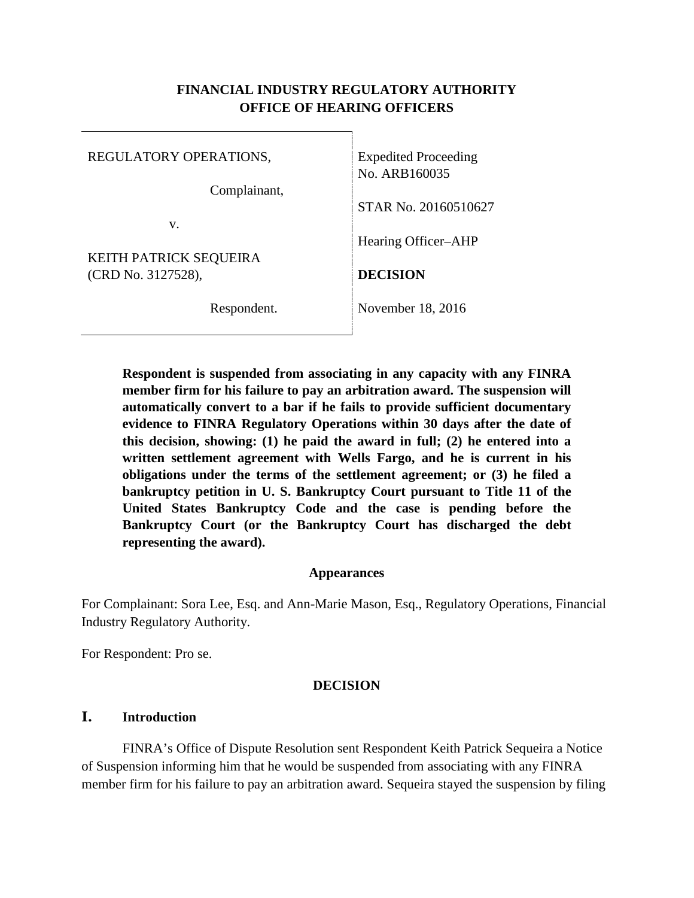# FINANCIAL INDUSTRY REGULATORY AUTHORITY
# OFFICE OF HEARING OFFICERS

| | |
|---|---|
| REGULATORY OPERATIONS,<br><br>Complainant,<br><br>v.<br><br>KEITH PATRICK SEQUEIRA<br>(CRD No. 3127528),<br><br>Respondent. | Expedited Proceeding<br>No. ARB160035<br><br>STAR No. 20160510627<br><br>Hearing Officer–AHP<br><br>**DECISION**<br><br>November 18, 2016 |

**Respondent is suspended from associating in any capacity with any FINRA member firm for his failure to pay an arbitration award. The suspension will automatically convert to a bar if he fails to provide sufficient documentary evidence to FINRA Regulatory Operations within 30 days after the date of this decision, showing: (1) he paid the award in full; (2) he entered into a written settlement agreement with Wells Fargo, and he is current in his obligations under the terms of the settlement agreement; or (3) he filed a bankruptcy petition in U. S. Bankruptcy Court pursuant to Title 11 of the United States Bankruptcy Code and the case is pending before the Bankruptcy Court (or the Bankruptcy Court has discharged the debt representing the award).**

**Appearances**

For Complainant: Sora Lee, Esq. and Ann-Marie Mason, Esq., Regulatory Operations, Financial Industry Regulatory Authority.

For Respondent: Pro se.

## DECISION

### I. Introduction

FINRA's Office of Dispute Resolution sent Respondent Keith Patrick Sequeira a Notice of Suspension informing him that he would be suspended from associating with any FINRA member firm for his failure to pay an arbitration award. Sequeira stayed the suspension by filing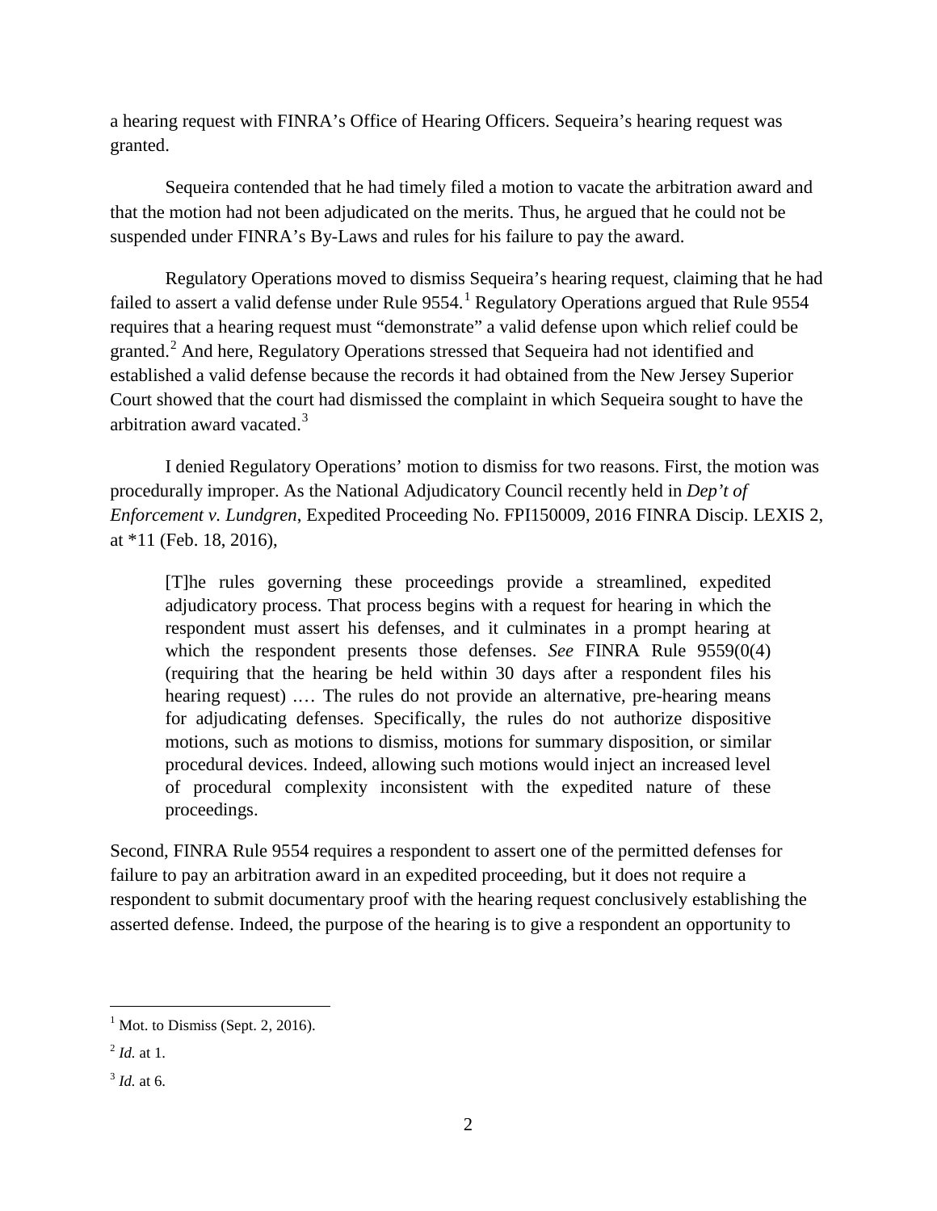a hearing request with FINRA's Office of Hearing Officers. Sequeira's hearing request was granted.

Sequeira contended that he had timely filed a motion to vacate the arbitration award and that the motion had not been adjudicated on the merits. Thus, he argued that he could not be suspended under FINRA's By-Laws and rules for his failure to pay the award.

Regulatory Operations moved to dismiss Sequeira's hearing request, claiming that he had failed to assert a valid defense under Rule 9554.[1] Regulatory Operations argued that Rule 9554 requires that a hearing request must "demonstrate" a valid defense upon which relief could be granted.[2] And here, Regulatory Operations stressed that Sequeira had not identified and established a valid defense because the records it had obtained from the New Jersey Superior Court showed that the court had dismissed the complaint in which Sequeira sought to have the arbitration award vacated.[3]

I denied Regulatory Operations' motion to dismiss for two reasons. First, the motion was procedurally improper. As the National Adjudicatory Council recently held in *Dep't of Enforcement v. Lundgren*, Expedited Proceeding No. FPI150009, 2016 FINRA Discip. LEXIS 2, at *11 (Feb. 18, 2016),

> [T]he rules governing these proceedings provide a streamlined, expedited adjudicatory process. That process begins with a request for hearing in which the respondent must assert his defenses, and it culminates in a prompt hearing at which the respondent presents those defenses. *See* FINRA Rule 9559(0(4) (requiring that the hearing be held within 30 days after a respondent files his hearing request) .… The rules do not provide an alternative, pre-hearing means for adjudicating defenses. Specifically, the rules do not authorize dispositive motions, such as motions to dismiss, motions for summary disposition, or similar procedural devices. Indeed, allowing such motions would inject an increased level of procedural complexity inconsistent with the expedited nature of these proceedings.

Second, FINRA Rule 9554 requires a respondent to assert one of the permitted defenses for failure to pay an arbitration award in an expedited proceeding, but it does not require a respondent to submit documentary proof with the hearing request conclusively establishing the asserted defense. Indeed, the purpose of the hearing is to give a respondent an opportunity to

---

[1] Mot. to Dismiss (Sept. 2, 2016).

[2] *Id.* at 1.

[3] *Id.* at 6.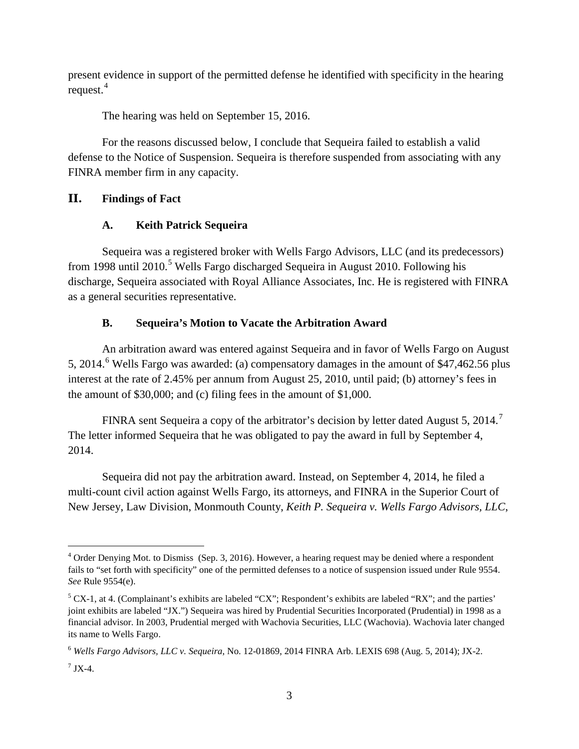present evidence in support of the permitted defense he identified with specificity in the hearing request.[4]

The hearing was held on September 15, 2016.

For the reasons discussed below, I conclude that Sequeira failed to establish a valid defense to the Notice of Suspension. Sequeira is therefore suspended from associating with any FINRA member firm in any capacity.

## II. Findings of Fact

### A. Keith Patrick Sequeira

Sequeira was a registered broker with Wells Fargo Advisors, LLC (and its predecessors) from 1998 until 2010.[5] Wells Fargo discharged Sequeira in August 2010. Following his discharge, Sequeira associated with Royal Alliance Associates, Inc. He is registered with FINRA as a general securities representative.

### B. Sequeira's Motion to Vacate the Arbitration Award

An arbitration award was entered against Sequeira and in favor of Wells Fargo on August 5, 2014.[6] Wells Fargo was awarded: (a) compensatory damages in the amount of $47,462.56 plus interest at the rate of 2.45% per annum from August 25, 2010, until paid; (b) attorney's fees in the amount of $30,000; and (c) filing fees in the amount of $1,000.

FINRA sent Sequeira a copy of the arbitrator's decision by letter dated August 5, 2014.[7] The letter informed Sequeira that he was obligated to pay the award in full by September 4, 2014.

Sequeira did not pay the arbitration award. Instead, on September 4, 2014, he filed a multi-count civil action against Wells Fargo, its attorneys, and FINRA in the Superior Court of New Jersey, Law Division, Monmouth County, *Keith P. Sequeira v. Wells Fargo Advisors, LLC*,

---

[4] Order Denying Mot. to Dismiss (Sep. 3, 2016). However, a hearing request may be denied where a respondent fails to "set forth with specificity" one of the permitted defenses to a notice of suspension issued under Rule 9554. *See* Rule 9554(e).

[5] CX-1, at 4. (Complainant's exhibits are labeled "CX"; Respondent's exhibits are labeled "RX"; and the parties' joint exhibits are labeled "JX.") Sequeira was hired by Prudential Securities Incorporated (Prudential) in 1998 as a financial advisor. In 2003, Prudential merged with Wachovia Securities, LLC (Wachovia). Wachovia later changed its name to Wells Fargo.

[6] *Wells Fargo Advisors, LLC v. Sequeira*, No. 12-01869, 2014 FINRA Arb. LEXIS 698 (Aug. 5, 2014); JX-2.

[7] JX-4.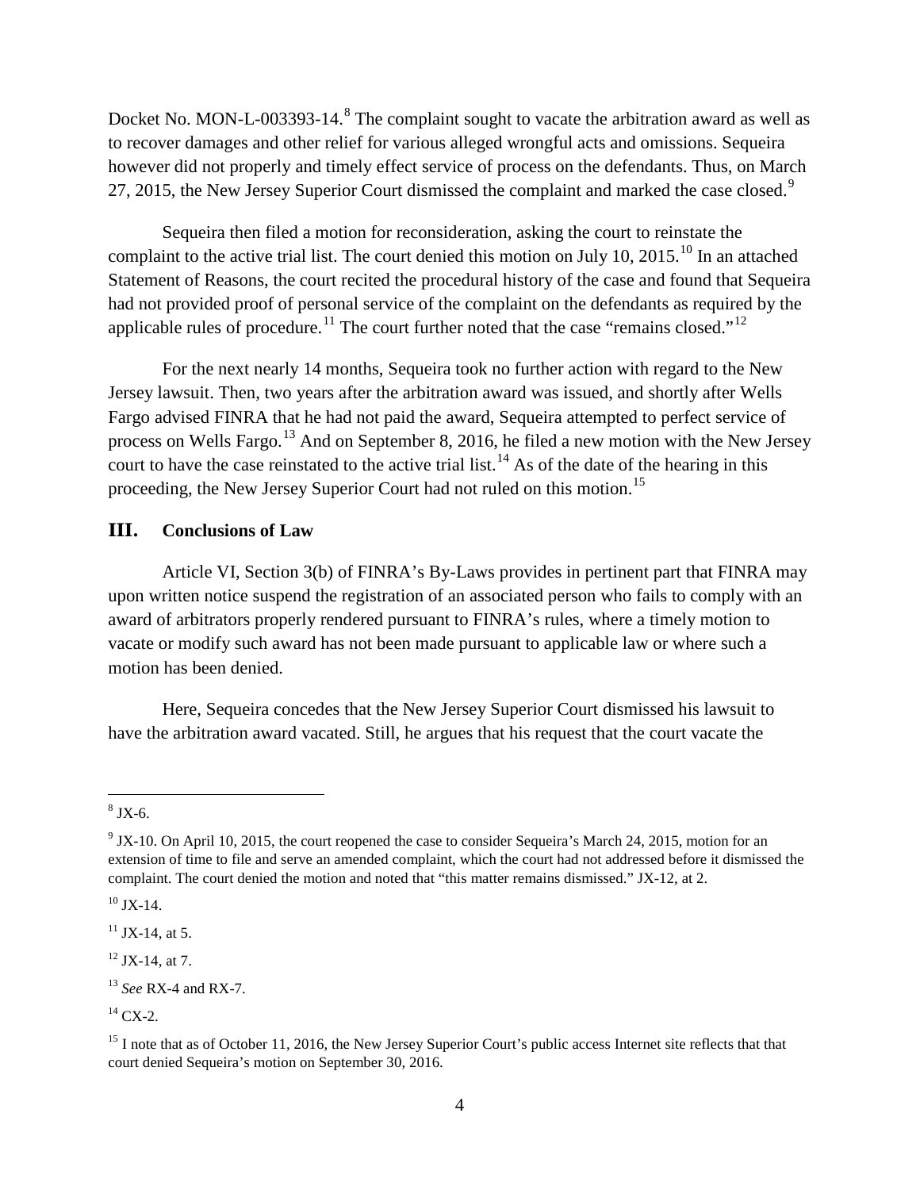Docket No. MON-L-003393-14.[8] The complaint sought to vacate the arbitration award as well as to recover damages and other relief for various alleged wrongful acts and omissions. Sequeira however did not properly and timely effect service of process on the defendants. Thus, on March 27, 2015, the New Jersey Superior Court dismissed the complaint and marked the case closed.[9]

Sequeira then filed a motion for reconsideration, asking the court to reinstate the complaint to the active trial list. The court denied this motion on July 10, 2015.[10] In an attached Statement of Reasons, the court recited the procedural history of the case and found that Sequeira had not provided proof of personal service of the complaint on the defendants as required by the applicable rules of procedure.[11] The court further noted that the case "remains closed."[12]

For the next nearly 14 months, Sequeira took no further action with regard to the New Jersey lawsuit. Then, two years after the arbitration award was issued, and shortly after Wells Fargo advised FINRA that he had not paid the award, Sequeira attempted to perfect service of process on Wells Fargo.[13] And on September 8, 2016, he filed a new motion with the New Jersey court to have the case reinstated to the active trial list.[14] As of the date of the hearing in this proceeding, the New Jersey Superior Court had not ruled on this motion.[15]

## III. Conclusions of Law

Article VI, Section 3(b) of FINRA's By-Laws provides in pertinent part that FINRA may upon written notice suspend the registration of an associated person who fails to comply with an award of arbitrators properly rendered pursuant to FINRA's rules, where a timely motion to vacate or modify such award has not been made pursuant to applicable law or where such a motion has been denied.

Here, Sequeira concedes that the New Jersey Superior Court dismissed his lawsuit to have the arbitration award vacated. Still, he argues that his request that the court vacate the

---

[8] JX-6.

[9] JX-10. On April 10, 2015, the court reopened the case to consider Sequeira's March 24, 2015, motion for an extension of time to file and serve an amended complaint, which the court had not addressed before it dismissed the complaint. The court denied the motion and noted that "this matter remains dismissed." JX-12, at 2.

[10] JX-14.

[11] JX-14, at 5.

[12] JX-14, at 7.

[13] *See* RX-4 and RX-7.

[14] CX-2.

[15] I note that as of October 11, 2016, the New Jersey Superior Court's public access Internet site reflects that that court denied Sequeira's motion on September 30, 2016.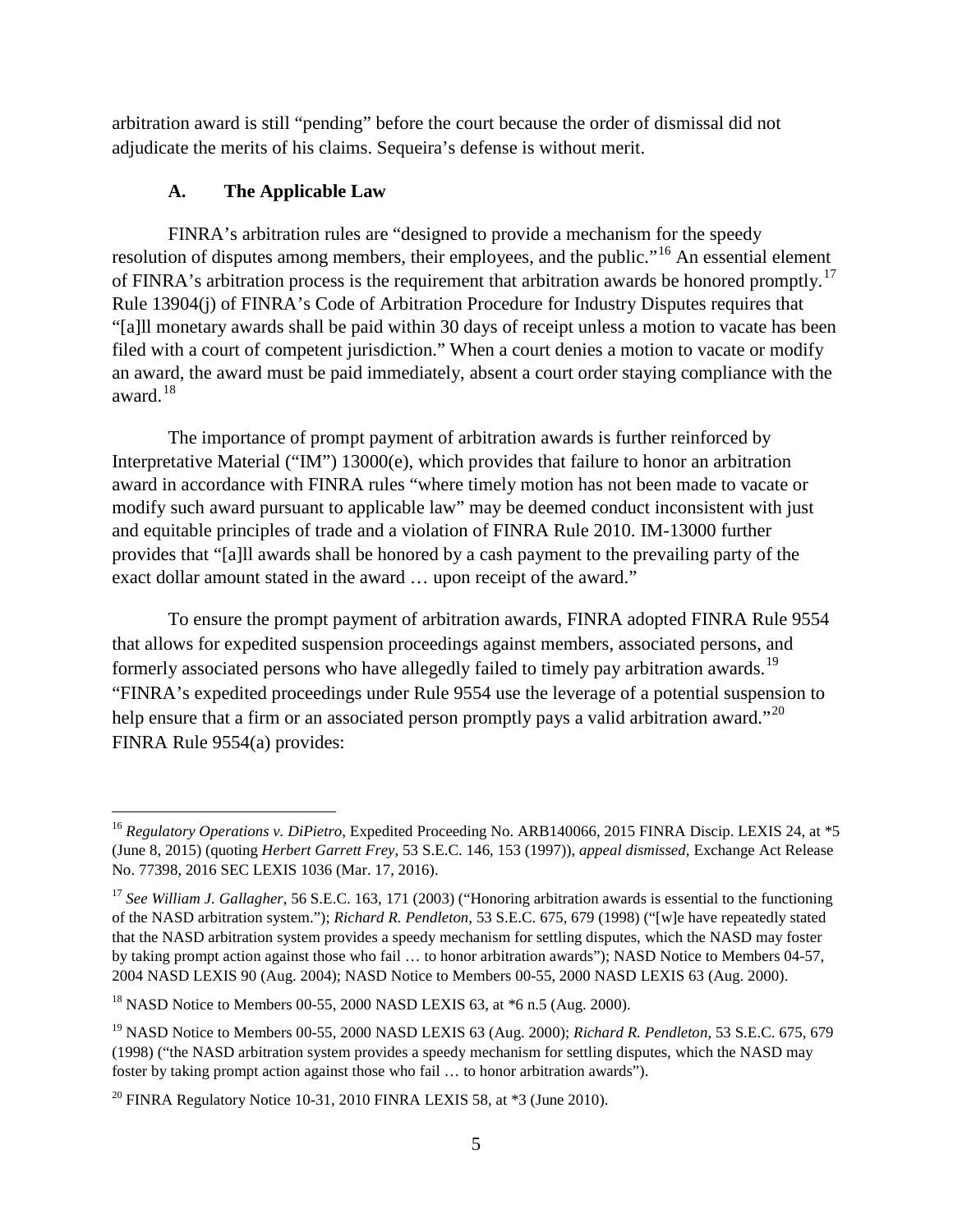arbitration award is still "pending" before the court because the order of dismissal did not adjudicate the merits of his claims. Sequeira's defense is without merit.

### A. The Applicable Law

FINRA's arbitration rules are "designed to provide a mechanism for the speedy resolution of disputes among members, their employees, and the public."[16] An essential element of FINRA's arbitration process is the requirement that arbitration awards be honored promptly.[17] Rule 13904(j) of FINRA's Code of Arbitration Procedure for Industry Disputes requires that "[a]ll monetary awards shall be paid within 30 days of receipt unless a motion to vacate has been filed with a court of competent jurisdiction." When a court denies a motion to vacate or modify an award, the award must be paid immediately, absent a court order staying compliance with the award.[18]

The importance of prompt payment of arbitration awards is further reinforced by Interpretative Material ("IM") 13000(e), which provides that failure to honor an arbitration award in accordance with FINRA rules "where timely motion has not been made to vacate or modify such award pursuant to applicable law" may be deemed conduct inconsistent with just and equitable principles of trade and a violation of FINRA Rule 2010. IM-13000 further provides that "[a]ll awards shall be honored by a cash payment to the prevailing party of the exact dollar amount stated in the award … upon receipt of the award."

To ensure the prompt payment of arbitration awards, FINRA adopted FINRA Rule 9554 that allows for expedited suspension proceedings against members, associated persons, and formerly associated persons who have allegedly failed to timely pay arbitration awards.[19] "FINRA's expedited proceedings under Rule 9554 use the leverage of a potential suspension to help ensure that a firm or an associated person promptly pays a valid arbitration award."[20] FINRA Rule 9554(a) provides:

---

[16] *Regulatory Operations v. DiPietro*, Expedited Proceeding No. ARB140066, 2015 FINRA Discip. LEXIS 24, at *5 (June 8, 2015) (quoting *Herbert Garrett Frey*, 53 S.E.C. 146, 153 (1997)), *appeal dismissed*, Exchange Act Release No. 77398, 2016 SEC LEXIS 1036 (Mar. 17, 2016).

[17] *See William J. Gallagher*, 56 S.E.C. 163, 171 (2003) ("Honoring arbitration awards is essential to the functioning of the NASD arbitration system."); *Richard R. Pendleton*, 53 S.E.C. 675, 679 (1998) ("[w]e have repeatedly stated that the NASD arbitration system provides a speedy mechanism for settling disputes, which the NASD may foster by taking prompt action against those who fail … to honor arbitration awards"); NASD Notice to Members 04-57, 2004 NASD LEXIS 90 (Aug. 2004); NASD Notice to Members 00-55, 2000 NASD LEXIS 63 (Aug. 2000).

[18] NASD Notice to Members 00-55, 2000 NASD LEXIS 63, at *6 n.5 (Aug. 2000).

[19] NASD Notice to Members 00-55, 2000 NASD LEXIS 63 (Aug. 2000); *Richard R. Pendleton*, 53 S.E.C. 675, 679 (1998) ("the NASD arbitration system provides a speedy mechanism for settling disputes, which the NASD may foster by taking prompt action against those who fail … to honor arbitration awards").

[20] FINRA Regulatory Notice 10-31, 2010 FINRA LEXIS 58, at *3 (June 2010).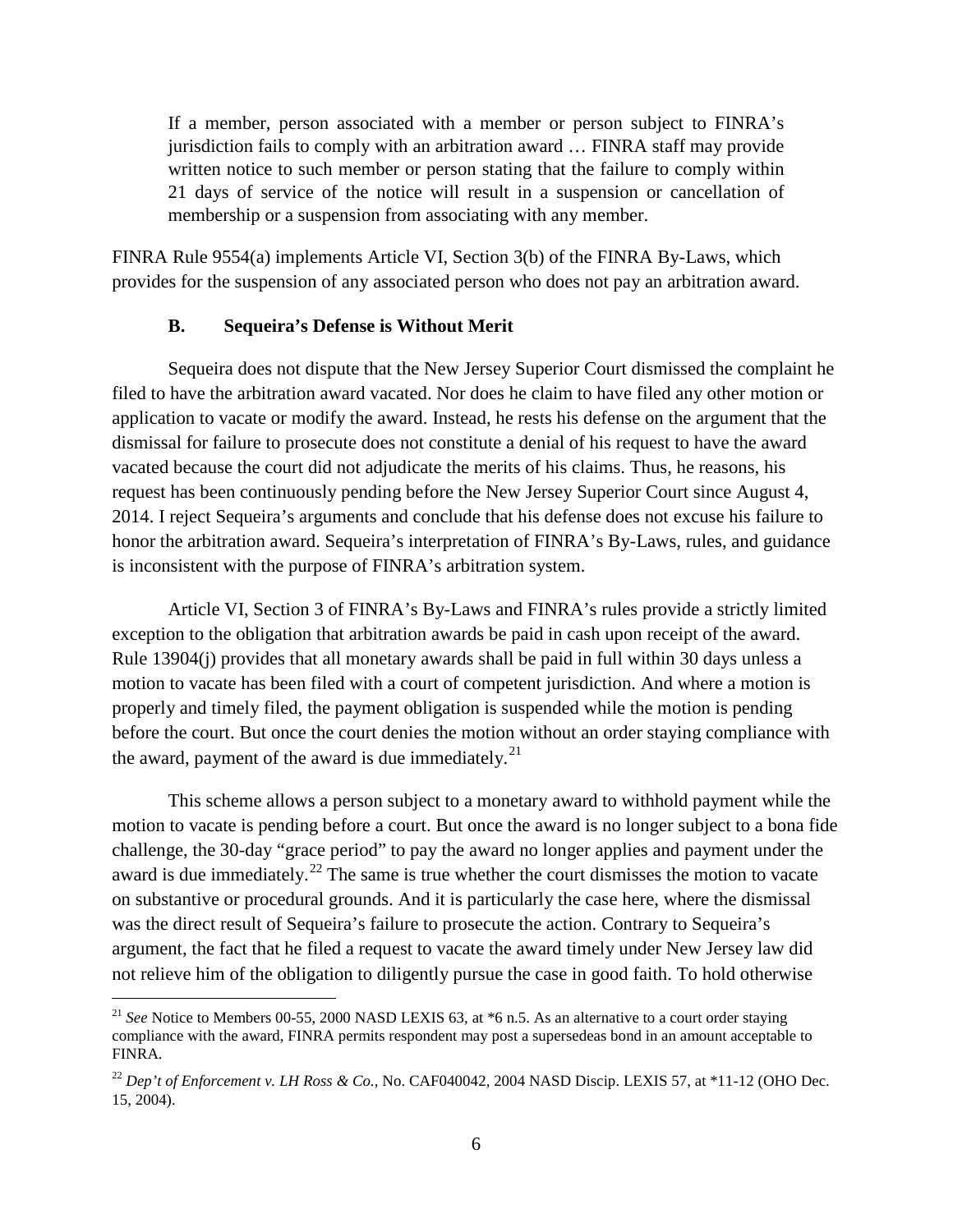> If a member, person associated with a member or person subject to FINRA's jurisdiction fails to comply with an arbitration award … FINRA staff may provide written notice to such member or person stating that the failure to comply within 21 days of service of the notice will result in a suspension or cancellation of membership or a suspension from associating with any member.

FINRA Rule 9554(a) implements Article VI, Section 3(b) of the FINRA By-Laws, which provides for the suspension of any associated person who does not pay an arbitration award.

### B. Sequeira's Defense is Without Merit

Sequeira does not dispute that the New Jersey Superior Court dismissed the complaint he filed to have the arbitration award vacated. Nor does he claim to have filed any other motion or application to vacate or modify the award. Instead, he rests his defense on the argument that the dismissal for failure to prosecute does not constitute a denial of his request to have the award vacated because the court did not adjudicate the merits of his claims. Thus, he reasons, his request has been continuously pending before the New Jersey Superior Court since August 4, 2014. I reject Sequeira's arguments and conclude that his defense does not excuse his failure to honor the arbitration award. Sequeira's interpretation of FINRA's By-Laws, rules, and guidance is inconsistent with the purpose of FINRA's arbitration system.

Article VI, Section 3 of FINRA's By-Laws and FINRA's rules provide a strictly limited exception to the obligation that arbitration awards be paid in cash upon receipt of the award. Rule 13904(j) provides that all monetary awards shall be paid in full within 30 days unless a motion to vacate has been filed with a court of competent jurisdiction. And where a motion is properly and timely filed, the payment obligation is suspended while the motion is pending before the court. But once the court denies the motion without an order staying compliance with the award, payment of the award is due immediately.[21]

This scheme allows a person subject to a monetary award to withhold payment while the motion to vacate is pending before a court. But once the award is no longer subject to a bona fide challenge, the 30-day "grace period" to pay the award no longer applies and payment under the award is due immediately.[22] The same is true whether the court dismisses the motion to vacate on substantive or procedural grounds. And it is particularly the case here, where the dismissal was the direct result of Sequeira's failure to prosecute the action. Contrary to Sequeira's argument, the fact that he filed a request to vacate the award timely under New Jersey law did not relieve him of the obligation to diligently pursue the case in good faith. To hold otherwise

---

[21] *See* Notice to Members 00-55, 2000 NASD LEXIS 63, at *6 n.5. As an alternative to a court order staying compliance with the award, FINRA permits respondent may post a supersedeas bond in an amount acceptable to FINRA.

[22] *Dep't of Enforcement v. LH Ross & Co.*, No. CAF040042, 2004 NASD Discip. LEXIS 57, at *11-12 (OHO Dec. 15, 2004).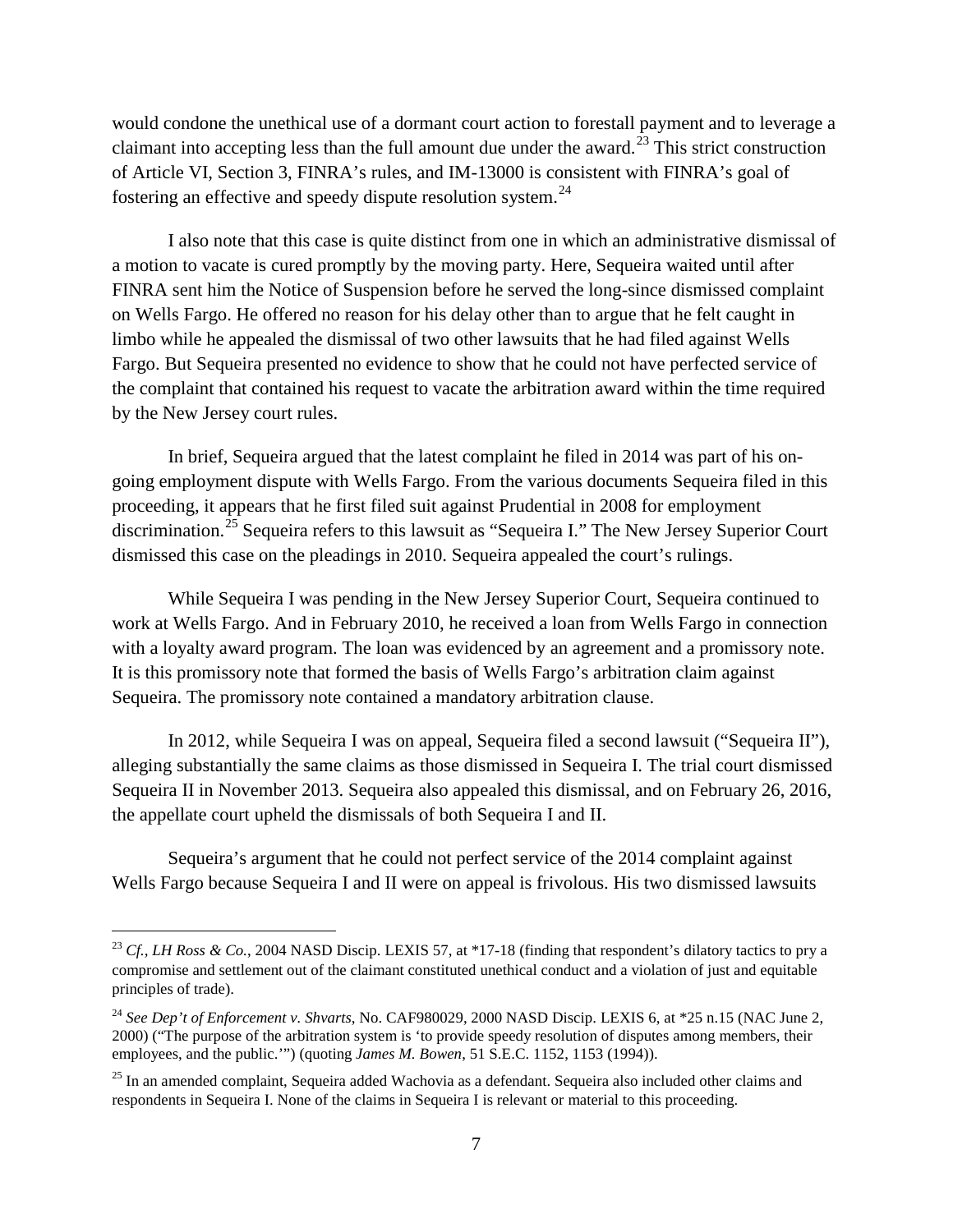would condone the unethical use of a dormant court action to forestall payment and to leverage a claimant into accepting less than the full amount due under the award.[23] This strict construction of Article VI, Section 3, FINRA's rules, and IM-13000 is consistent with FINRA's goal of fostering an effective and speedy dispute resolution system.[24]

I also note that this case is quite distinct from one in which an administrative dismissal of a motion to vacate is cured promptly by the moving party. Here, Sequeira waited until after FINRA sent him the Notice of Suspension before he served the long-since dismissed complaint on Wells Fargo. He offered no reason for his delay other than to argue that he felt caught in limbo while he appealed the dismissal of two other lawsuits that he had filed against Wells Fargo. But Sequeira presented no evidence to show that he could not have perfected service of the complaint that contained his request to vacate the arbitration award within the time required by the New Jersey court rules.

In brief, Sequeira argued that the latest complaint he filed in 2014 was part of his on-going employment dispute with Wells Fargo. From the various documents Sequeira filed in this proceeding, it appears that he first filed suit against Prudential in 2008 for employment discrimination.[25] Sequeira refers to this lawsuit as "Sequeira I." The New Jersey Superior Court dismissed this case on the pleadings in 2010. Sequeira appealed the court's rulings.

While Sequeira I was pending in the New Jersey Superior Court, Sequeira continued to work at Wells Fargo. And in February 2010, he received a loan from Wells Fargo in connection with a loyalty award program. The loan was evidenced by an agreement and a promissory note. It is this promissory note that formed the basis of Wells Fargo's arbitration claim against Sequeira. The promissory note contained a mandatory arbitration clause.

In 2012, while Sequeira I was on appeal, Sequeira filed a second lawsuit ("Sequeira II"), alleging substantially the same claims as those dismissed in Sequeira I. The trial court dismissed Sequeira II in November 2013. Sequeira also appealed this dismissal, and on February 26, 2016, the appellate court upheld the dismissals of both Sequeira I and II.

Sequeira's argument that he could not perfect service of the 2014 complaint against Wells Fargo because Sequeira I and II were on appeal is frivolous. His two dismissed lawsuits

---

[23] *Cf., LH Ross & Co.*, 2004 NASD Discip. LEXIS 57, at *17-18 (finding that respondent's dilatory tactics to pry a compromise and settlement out of the claimant constituted unethical conduct and a violation of just and equitable principles of trade).

[24] *See Dep't of Enforcement v. Shvarts*, No. CAF980029, 2000 NASD Discip. LEXIS 6, at *25 n.15 (NAC June 2, 2000) ("The purpose of the arbitration system is 'to provide speedy resolution of disputes among members, their employees, and the public.'") (quoting *James M. Bowen*, 51 S.E.C. 1152, 1153 (1994)).

[25] In an amended complaint, Sequeira added Wachovia as a defendant. Sequeira also included other claims and respondents in Sequeira I. None of the claims in Sequeira I is relevant or material to this proceeding.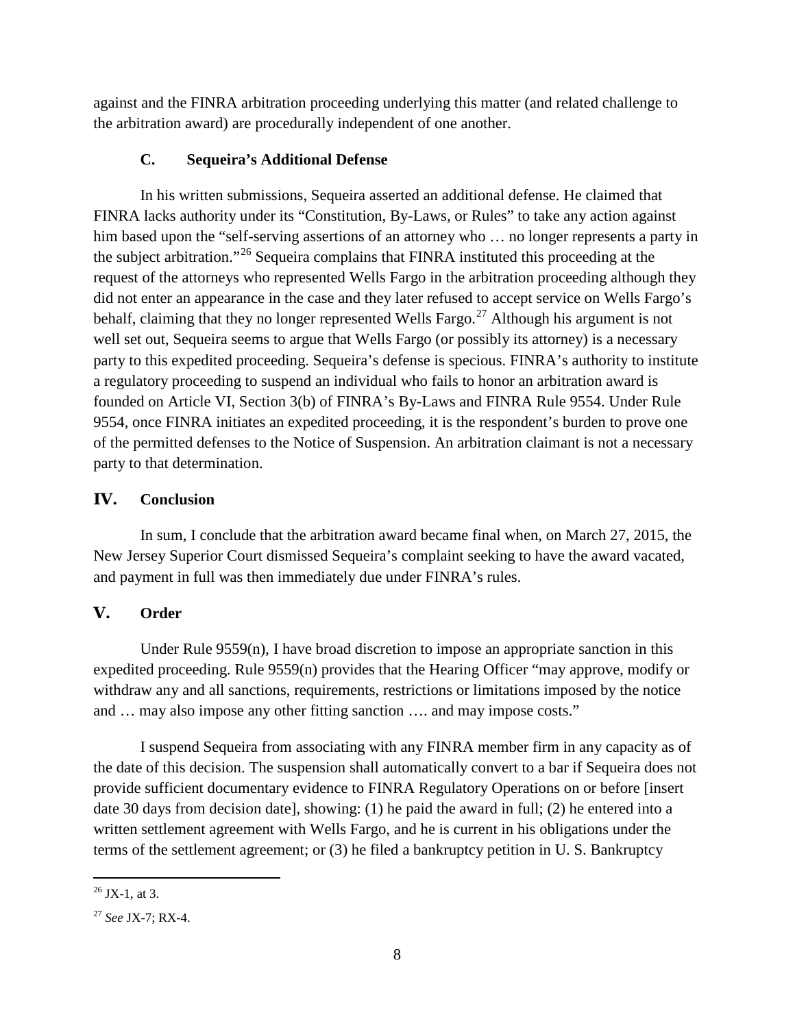against and the FINRA arbitration proceeding underlying this matter (and related challenge to the arbitration award) are procedurally independent of one another.

### C. Sequeira's Additional Defense

In his written submissions, Sequeira asserted an additional defense. He claimed that FINRA lacks authority under its "Constitution, By-Laws, or Rules" to take any action against him based upon the "self-serving assertions of an attorney who … no longer represents a party in the subject arbitration."[26] Sequeira complains that FINRA instituted this proceeding at the request of the attorneys who represented Wells Fargo in the arbitration proceeding although they did not enter an appearance in the case and they later refused to accept service on Wells Fargo's behalf, claiming that they no longer represented Wells Fargo.[27] Although his argument is not well set out, Sequeira seems to argue that Wells Fargo (or possibly its attorney) is a necessary party to this expedited proceeding. Sequeira's defense is specious. FINRA's authority to institute a regulatory proceeding to suspend an individual who fails to honor an arbitration award is founded on Article VI, Section 3(b) of FINRA's By-Laws and FINRA Rule 9554. Under Rule 9554, once FINRA initiates an expedited proceeding, it is the respondent's burden to prove one of the permitted defenses to the Notice of Suspension. An arbitration claimant is not a necessary party to that determination.

## IV. Conclusion

In sum, I conclude that the arbitration award became final when, on March 27, 2015, the New Jersey Superior Court dismissed Sequeira's complaint seeking to have the award vacated, and payment in full was then immediately due under FINRA's rules.

## V. Order

Under Rule 9559(n), I have broad discretion to impose an appropriate sanction in this expedited proceeding. Rule 9559(n) provides that the Hearing Officer "may approve, modify or withdraw any and all sanctions, requirements, restrictions or limitations imposed by the notice and … may also impose any other fitting sanction …. and may impose costs."

I suspend Sequeira from associating with any FINRA member firm in any capacity as of the date of this decision. The suspension shall automatically convert to a bar if Sequeira does not provide sufficient documentary evidence to FINRA Regulatory Operations on or before [insert date 30 days from decision date], showing: (1) he paid the award in full; (2) he entered into a written settlement agreement with Wells Fargo, and he is current in his obligations under the terms of the settlement agreement; or (3) he filed a bankruptcy petition in U. S. Bankruptcy

---

[26] JX-1, at 3.

[27] *See* JX-7; RX-4.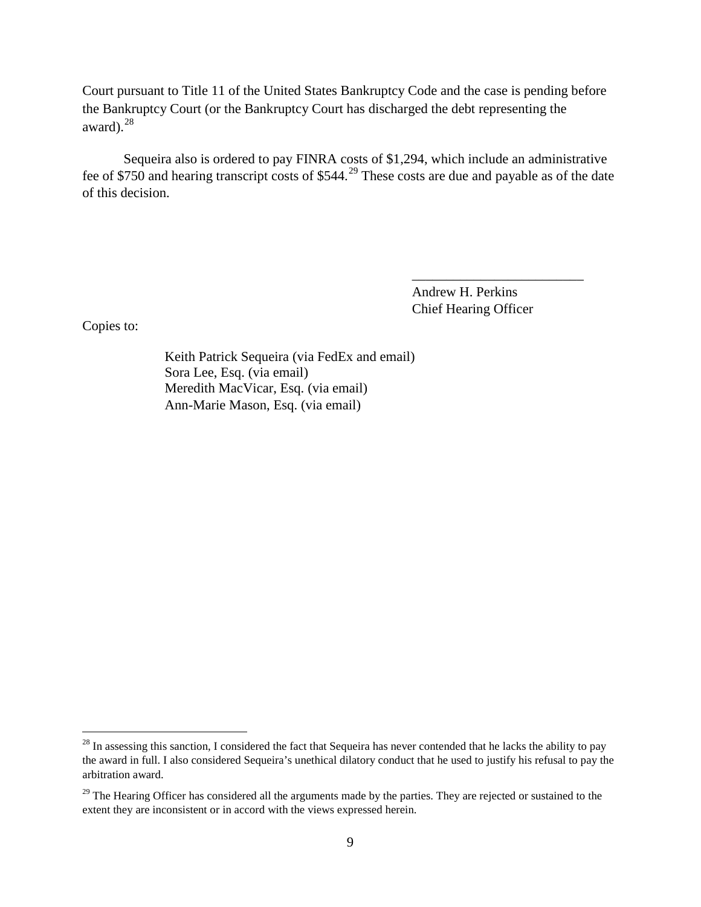Court pursuant to Title 11 of the United States Bankruptcy Code and the case is pending before the Bankruptcy Court (or the Bankruptcy Court has discharged the debt representing the award).[28]

Sequeira also is ordered to pay FINRA costs of $1,294, which include an administrative fee of $750 and hearing transcript costs of $544.[29] These costs are due and payable as of the date of this decision.

\_\_\_\_\_\_\_\_\_\_\_\_\_\_\_\_\_\_\_\_\_\_\_\_\_\_

Andrew H. Perkins
Chief Hearing Officer

Copies to:

Keith Patrick Sequeira (via FedEx and email)
Sora Lee, Esq. (via email)
Meredith MacVicar, Esq. (via email)
Ann-Marie Mason, Esq. (via email)

---

[28] In assessing this sanction, I considered the fact that Sequeira has never contended that he lacks the ability to pay the award in full. I also considered Sequeira's unethical dilatory conduct that he used to justify his refusal to pay the arbitration award.

[29] The Hearing Officer has considered all the arguments made by the parties. They are rejected or sustained to the extent they are inconsistent or in accord with the views expressed herein.